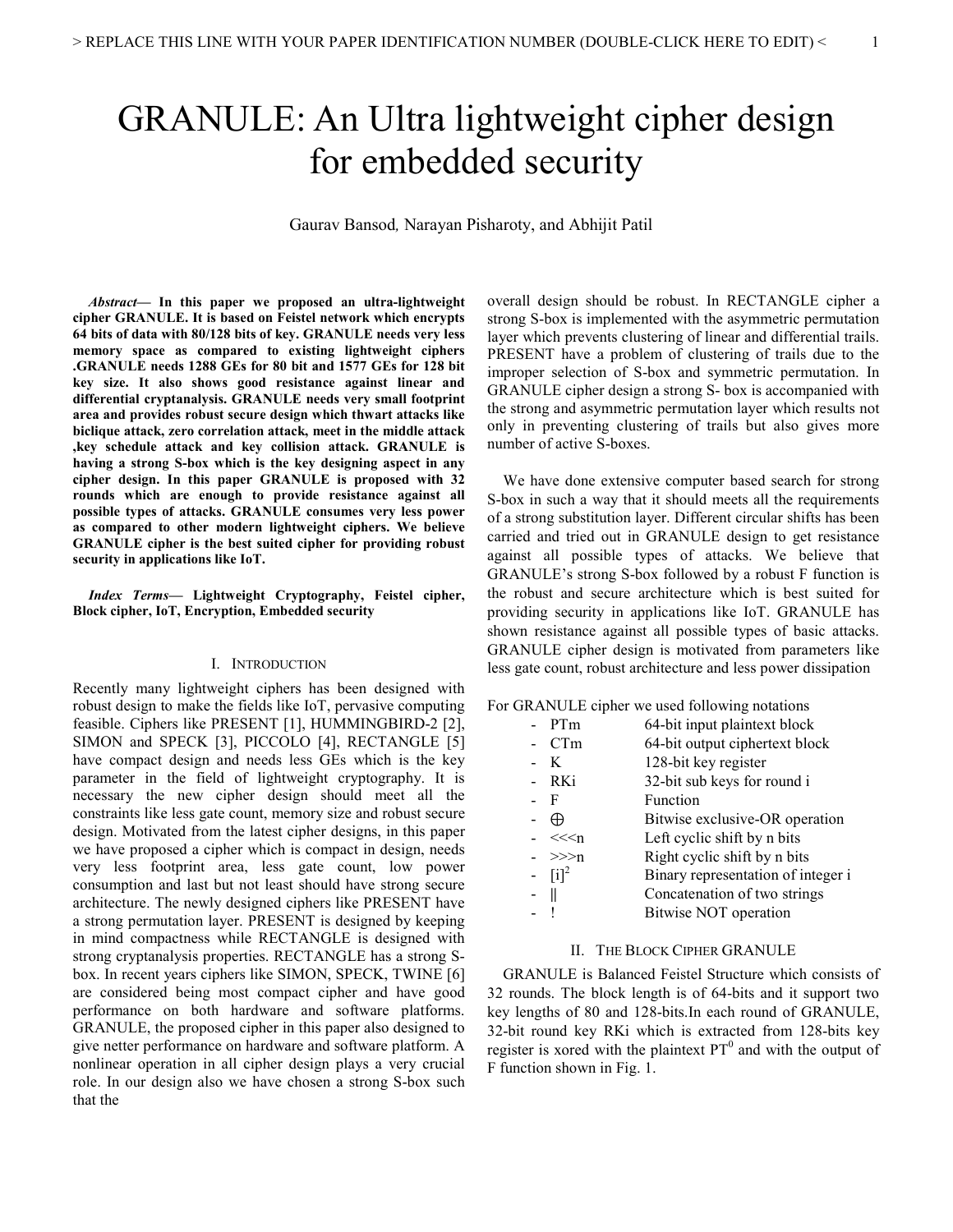# GRANULE: An Ultra lightweight cipher design for embedded security

Gaurav Bansod, Narayan Pisharoty, and Abhijit Patil

***Abstract*— In this paper we proposed an ultra-lightweight cipher GRANULE. It is based on Feistel network which encrypts 64 bits of data with 80/128 bits of key. GRANULE needs very less memory space as compared to existing lightweight ciphers .GRANULE needs 1288 GEs for 80 bit and 1577 GEs for 128 bit key size. It also shows good resistance against linear and differential cryptanalysis. GRANULE needs very small footprint area and provides robust secure design which thwart attacks like biclique attack, zero correlation attack, meet in the middle attack ,key schedule attack and key collision attack. GRANULE is having a strong S-box which is the key designing aspect in any cipher design. In this paper GRANULE is proposed with 32 rounds which are enough to provide resistance against all possible types of attacks. GRANULE consumes very less power as compared to other modern lightweight ciphers. We believe GRANULE cipher is the best suited cipher for providing robust security in applications like IoT.**

***Index Terms*— Lightweight Cryptography, Feistel cipher, Block cipher, IoT, Encryption, Embedded security**

## I. Introduction

Recently many lightweight ciphers has been designed with robust design to make the fields like IoT, pervasive computing feasible. Ciphers like PRESENT [1], HUMMINGBIRD-2 [2], SIMON and SPECK [3], PICCOLO [4], RECTANGLE [5] have compact design and needs less GEs which is the key parameter in the field of lightweight cryptography. It is necessary the new cipher design should meet all the constraints like less gate count, memory size and robust secure design. Motivated from the latest cipher designs, in this paper we have proposed a cipher which is compact in design, needs very less footprint area, less gate count, low power consumption and last but not least should have strong secure architecture. The newly designed ciphers like PRESENT have a strong permutation layer. PRESENT is designed by keeping in mind compactness while RECTANGLE is designed with strong cryptanalysis properties. RECTANGLE has a strong S-box. In recent years ciphers like SIMON, SPECK, TWINE [6] are considered being most compact cipher and have good performance on both hardware and software platforms. GRANULE, the proposed cipher in this paper also designed to give netter performance on hardware and software platform. A nonlinear operation in all cipher design plays a very crucial role. In our design also we have chosen a strong S-box such that the overall design should be robust. In RECTANGLE cipher a strong S-box is implemented with the asymmetric permutation layer which prevents clustering of linear and differential trails. PRESENT have a problem of clustering of trails due to the improper selection of S-box and symmetric permutation. In GRANULE cipher design a strong S- box is accompanied with the strong and asymmetric permutation layer which results not only in preventing clustering of trails but also gives more number of active S-boxes.

We have done extensive computer based search for strong S-box in such a way that it should meets all the requirements of a strong substitution layer. Different circular shifts has been carried and tried out in GRANULE design to get resistance against all possible types of attacks. We believe that GRANULE's strong S-box followed by a robust F function is the robust and secure architecture which is best suited for providing security in applications like IoT. GRANULE has shown resistance against all possible types of basic attacks. GRANULE cipher design is motivated from parameters like less gate count, robust architecture and less power dissipation

For GRANULE cipher we used following notations

- PTm — 64-bit input plaintext block
- CTm — 64-bit output ciphertext block
- K — 128-bit key register
- RKi — 32-bit sub keys for round i
- F — Function
- $\oplus$ — Bitwise exclusive-OR operation
- <<<n — Left cyclic shift by n bits
- >>>n — Right cyclic shift by n bits
- $[i]^2$ — Binary representation of integer i
- || — Concatenation of two strings
- ! — Bitwise NOT operation

## II. The Block Cipher GRANULE

GRANULE is Balanced Feistel Structure which consists of 32 rounds. The block length is of 64-bits and it support two key lengths of 80 and 128-bits.In each round of GRANULE, 32-bit round key RKi which is extracted from 128-bits key register is xored with the plaintext $PT^0$ and with the output of F function shown in Fig. 1.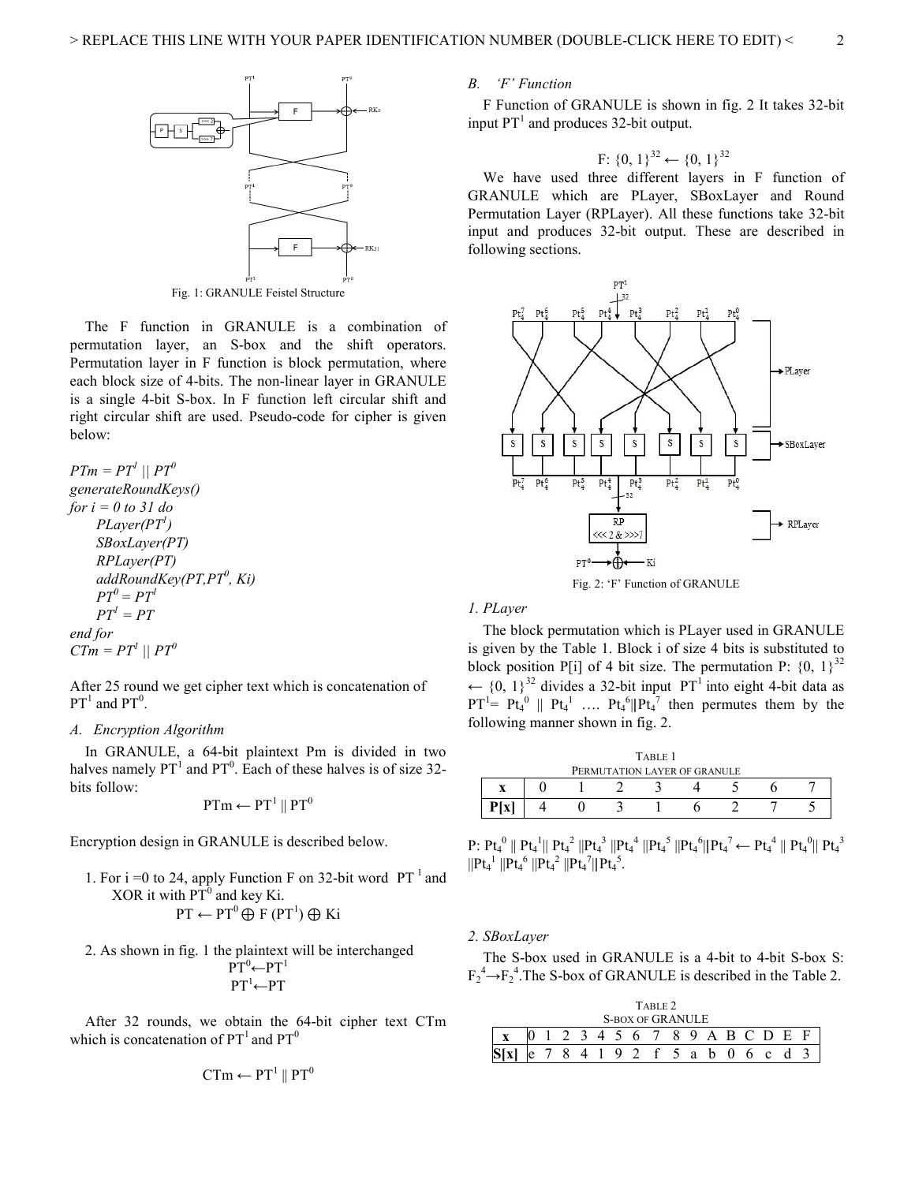Fig. 1: GRANULE Feistel Structure

The F function in GRANULE is a combination of permutation layer, an S-box and the shift operators. Permutation layer in F function is block permutation, where each block size of 4-bits. The non-linear layer in GRANULE is a single 4-bit S-box. In F function left circular shift and right circular shift are used. Pseudo-code for cipher is given below:

*$PTm = PT^1 \,||\, PT^0$*
*generateRoundKeys()*
*for i = 0 to 31 do*
&nbsp;&nbsp;&nbsp;&nbsp;*PLayer($PT^1$)*
&nbsp;&nbsp;&nbsp;&nbsp;*SBoxLayer(PT)*
&nbsp;&nbsp;&nbsp;&nbsp;*RPLayer(PT)*
&nbsp;&nbsp;&nbsp;&nbsp;*addRoundKey(PT,$PT^0$, Ki)*
&nbsp;&nbsp;&nbsp;&nbsp;*$PT^0 = PT^1$*
&nbsp;&nbsp;&nbsp;&nbsp;*$PT^1 = PT$*
*end for*
*$CTm = PT^1 \,||\, PT^0$*

After 25 round we get cipher text which is concatenation of $PT^1$ and $PT^0$.

### A. Encryption Algorithm

In GRANULE, a 64-bit plaintext Pm is divided in two halves namely $PT^1$ and $PT^0$. Each of these halves is of size 32-bits follow:

$$PTm \leftarrow PT^1 \,||\, PT^0$$

Encryption design in GRANULE is described below.

1. For i =0 to 24, apply Function F on 32-bit word $PT^1$ and XOR it with $PT^0$ and key Ki.
$$PT \leftarrow PT^0 \oplus F(PT^1) \oplus Ki$$

2. As shown in fig. 1 the plaintext will be interchanged
$$PT^0 \leftarrow PT^1$$
$$PT^1 \leftarrow PT$$

After 32 rounds, we obtain the 64-bit cipher text CTm which is concatenation of $PT^1$ and $PT^0$

$$CTm \leftarrow PT^1 \,||\, PT^0$$

### B. 'F' Function

F Function of GRANULE is shown in fig. 2 It takes 32-bit input $PT^1$ and produces 32-bit output.

$$F: \{0, 1\}^{32} \leftarrow \{0, 1\}^{32}$$

We have used three different layers in F function of GRANULE which are PLayer, SBoxLayer and Round Permutation Layer (RPLayer). All these functions take 32-bit input and produces 32-bit output. These are described in following sections.

Fig. 2: 'F' Function of GRANULE

#### 1. PLayer

The block permutation which is PLayer used in GRANULE is given by the Table 1. Block i of size 4 bits is substituted to block position P[i] of 4 bit size. The permutation P: $\{0, 1\}^{32} \leftarrow \{0, 1\}^{32}$ divides a 32-bit input $PT^1$ into eight 4-bit data as $PT^1 = Pt_4^0 \,||\, Pt_4^1 \ldots. Pt_4^6 || Pt_4^7$ then permutes them by the following manner shown in fig. 2.

TABLE 1
PERMUTATION LAYER OF GRANULE

| x | 0 | 1 | 2 | 3 | 4 | 5 | 6 | 7 |
|---|---|---|---|---|---|---|---|---|
| P[x] | 4 | 0 | 3 | 1 | 6 | 2 | 7 | 5 |

P: $Pt_4^0 \,||\, Pt_4^1 || \, Pt_4^2 \,||Pt_4^3 \,||Pt_4^4 \,||Pt_4^5 \,||Pt_4^6||Pt_4^7 \leftarrow Pt_4^4 \,||\, Pt_4^0|| \, Pt_4^3 \,||Pt_4^1 \,||Pt_4^6 \,||Pt_4^2 \,||Pt_4^7||Pt_4^5$.

#### 2. SBoxLayer

The S-box used in GRANULE is a 4-bit to 4-bit S-box S: $F_2^4 \rightarrow F_2^4$. The S-box of GRANULE is described in the Table 2.

TABLE 2
S-BOX OF GRANULE

| x | 0 | 1 | 2 | 3 | 4 | 5 | 6 | 7 | 8 | 9 | A | B | C | D | E | F |
|---|---|---|---|---|---|---|---|---|---|---|---|---|---|---|---|---|
| S[x] | e | 7 | 8 | 4 | 1 | 9 | 2 | f | 5 | a | b | 0 | 6 | c | d | 3 |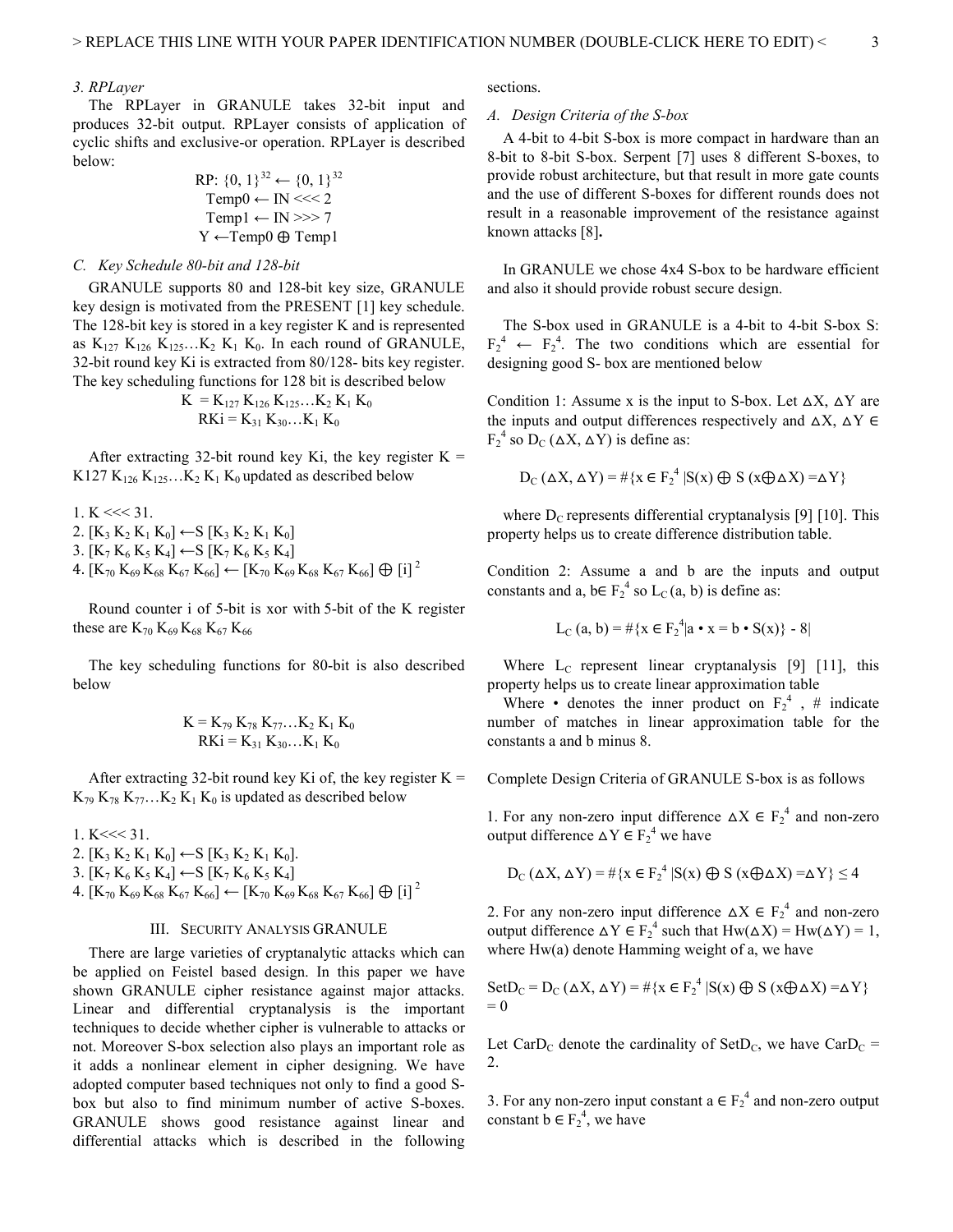*3. RPLayer*

The RPLayer in GRANULE takes 32-bit input and produces 32-bit output. RPLayer consists of application of cyclic shifts and exclusive-or operation. RPLayer is described below:

$$\text{RP: } \{0, 1\}^{32} \leftarrow \{0, 1\}^{32}$$
$$\text{Temp0} \leftarrow \text{IN} <<< 2$$
$$\text{Temp1} \leftarrow \text{IN} >>> 7$$
$$\text{Y} \leftarrow \text{Temp0} \oplus \text{Temp1}$$

### C. Key Schedule 80-bit and 128-bit

GRANULE supports 80 and 128-bit key size, GRANULE key design is motivated from the PRESENT [1] key schedule. The 128-bit key is stored in a key register K and is represented as $K_{127}\ K_{126}\ K_{125}\ldots K_2\ K_1\ K_0$. In each round of GRANULE, 32-bit round key Ki is extracted from 80/128- bits key register. The key scheduling functions for 128 bit is described below

$$K = K_{127}\ K_{126}\ K_{125}\ldots K_2\ K_1\ K_0$$
$$RKi = K_{31}\ K_{30}\ldots K_1\ K_0$$

After extracting 32-bit round key Ki, the key register K = K127 $K_{126}\ K_{125}\ldots K_2\ K_1\ K_0$ updated as described below

1. $K <<< 31$.
2. $[K_3\ K_2\ K_1\ K_0] \leftarrow S\ [K_3\ K_2\ K_1\ K_0]$
3. $[K_7\ K_6\ K_5\ K_4] \leftarrow S\ [K_7\ K_6\ K_5\ K_4]$
4. $[K_{70}\ K_{69}\ K_{68}\ K_{67}\ K_{66}] \leftarrow [K_{70}\ K_{69}\ K_{68}\ K_{67}\ K_{66}] \oplus [i]^2$

Round counter i of 5-bit is xor with 5-bit of the K register these are $K_{70}\ K_{69}\ K_{68}\ K_{67}\ K_{66}$

The key scheduling functions for 80-bit is also described below

$$K = K_{79}\ K_{78}\ K_{77}\ldots K_2\ K_1\ K_0$$
$$RKi = K_{31}\ K_{30}\ldots K_1\ K_0$$

After extracting 32-bit round key Ki of, the key register K = $K_{79}\ K_{78}\ K_{77}\ldots K_2\ K_1\ K_0$ is updated as described below

1. $K <<< 31$.
2. $[K_3\ K_2\ K_1\ K_0] \leftarrow S\ [K_3\ K_2\ K_1\ K_0]$.
3. $[K_7\ K_6\ K_5\ K_4] \leftarrow S\ [K_7\ K_6\ K_5\ K_4]$
4. $[K_{70}\ K_{69}\ K_{68}\ K_{67}\ K_{66}] \leftarrow [K_{70}\ K_{69}\ K_{68}\ K_{67}\ K_{66}] \oplus [i]^2$

## III. Security Analysis GRANULE

There are large varieties of cryptanalytic attacks which can be applied on Feistel based design. In this paper we have shown GRANULE cipher resistance against major attacks. Linear and differential cryptanalysis is the important techniques to decide whether cipher is vulnerable to attacks or not. Moreover S-box selection also plays an important role as it adds a nonlinear element in cipher designing. We have adopted computer based techniques not only to find a good S-box but also to find minimum number of active S-boxes. GRANULE shows good resistance against linear and differential attacks which is described in the following sections.

### A. Design Criteria of the S-box

A 4-bit to 4-bit S-box is more compact in hardware than an 8-bit to 8-bit S-box. Serpent [7] uses 8 different S-boxes, to provide robust architecture, but that result in more gate counts and the use of different S-boxes for different rounds does not result in a reasonable improvement of the resistance against known attacks [8]**.**

In GRANULE we chose 4x4 S-box to be hardware efficient and also it should provide robust secure design.

The S-box used in GRANULE is a 4-bit to 4-bit S-box S: $F_2^4 \leftarrow F_2^4$. The two conditions which are essential for designing good S- box are mentioned below

Condition 1: Assume x is the input to S-box. Let $\Delta X$, $\Delta Y$ are the inputs and output differences respectively and $\Delta X, \Delta Y \in F_2^4$ so $D_C(\Delta X, \Delta Y)$ is define as:

$$D_C(\Delta X, \Delta Y) = \#\{x \in F_2^4\ |S(x) \oplus S(x \oplus \Delta X) = \Delta Y\}$$

where $D_C$ represents differential cryptanalysis [9] [10]. This property helps us to create difference distribution table.

Condition 2: Assume a and b are the inputs and output constants and $a, b \in F_2^4$ so $L_C(a, b)$ is define as:

$$L_C(a, b) = \#\{x \in F_2^4 | a \bullet x = b \bullet S(x)\} - 8|$$

Where $L_C$ represent linear cryptanalysis [9] [11], this property helps us to create linear approximation table

Where • denotes the inner product on $F_2^4$ , # indicate number of matches in linear approximation table for the constants a and b minus 8.

Complete Design Criteria of GRANULE S-box is as follows

1. For any non-zero input difference $\Delta X \in F_2^4$ and non-zero output difference $\Delta Y \in F_2^4$ we have

$$D_C(\Delta X, \Delta Y) = \#\{x \in F_2^4\ |S(x) \oplus S(x \oplus \Delta X) = \Delta Y\} \leq 4$$

2. For any non-zero input difference $\Delta X \in F_2^4$ and non-zero output difference $\Delta Y \in F_2^4$ such that $Hw(\Delta X) = Hw(\Delta Y) = 1$, where Hw(a) denote Hamming weight of a, we have

$$SetD_C = D_C(\Delta X, \Delta Y) = \#\{x \in F_2^4\ |S(x) \oplus S(x \oplus \Delta X) = \Delta Y\} = 0$$

Let $CarD_C$ denote the cardinality of $SetD_C$, we have $CarD_C = 2$.

3. For any non-zero input constant $a \in F_2^4$ and non-zero output constant $b \in F_2^4$, we have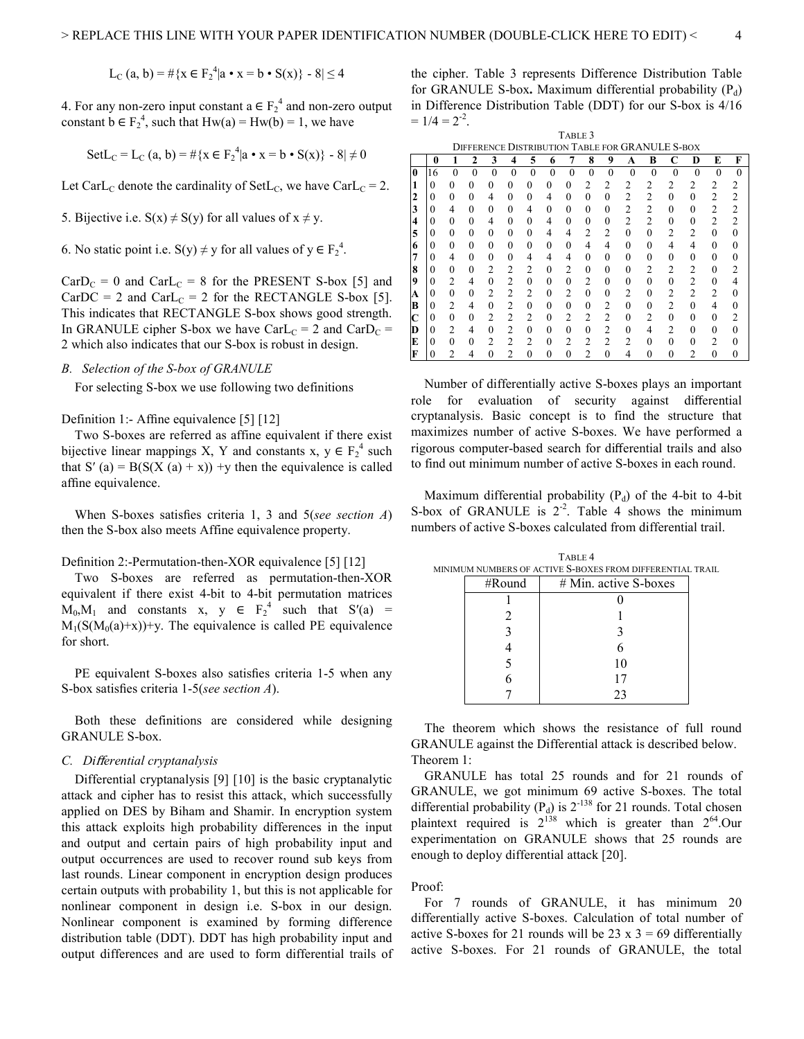$$L_C(a, b) = \#\{x \in F_2^4 | a \bullet x = b \bullet S(x)\} - 8| \leq 4$$

4. For any non-zero input constant $a \in F_2^4$ and non-zero output constant $b \in F_2^4$, such that $Hw(a) = Hw(b) = 1$, we have

$$SetL_C = L_C(a, b) = \#\{x \in F_2^4 | a \bullet x = b \bullet S(x)\} - 8| \neq 0$$

Let $CarL_C$ denote the cardinality of $SetL_C$, we have $CarL_C = 2$.

5. Bijective i.e. $S(x) \neq S(y)$ for all values of $x \neq y$.

6. No static point i.e. $S(y) \neq y$ for all values of $y \in F_2^4$.

$CarD_C = 0$ and $CarL_C = 8$ for the PRESENT S-box [5] and $CarDC = 2$ and $CarL_C = 2$ for the RECTANGLE S-box [5]. This indicates that RECTANGLE S-box shows good strength. In GRANULE cipher S-box we have $CarL_C = 2$ and $CarD_C = 2$ which also indicates that our S-box is robust in design.

### *B. Selection of the S-box of GRANULE*

For selecting S-box we use following two definitions

Definition 1:- Affine equivalence [5] [12]

Two S-boxes are referred as affine equivalent if there exist bijective linear mappings X, Y and constants $x, y \in F_2^4$ such that $S'(a) = B(S(X(a) + x)) + y$ then the equivalence is called affine equivalence.

When S-boxes satisfies criteria 1, 3 and 5(*see section A*) then the S-box also meets Affine equivalence property.

Definition 2:-Permutation-then-XOR equivalence [5] [12]

Two S-boxes are referred as permutation-then-XOR equivalent if there exist 4-bit to 4-bit permutation matrices $M_0, M_1$ and constants $x, y \in F_2^4$ such that $S'(a) = M_1(S(M_0(a)+x))+y$. The equivalence is called PE equivalence for short.

PE equivalent S-boxes also satisfies criteria 1-5 when any S-box satisfies criteria 1-5(*see section A*).

Both these definitions are considered while designing GRANULE S-box.

### *C. Differential cryptanalysis*

Differential cryptanalysis [9] [10] is the basic cryptanalytic attack and cipher has to resist this attack, which successfully applied on DES by Biham and Shamir. In encryption system this attack exploits high probability differences in the input and output and certain pairs of high probability input and output occurrences are used to recover round sub keys from last rounds. Linear component in encryption design produces certain outputs with probability 1, but this is not applicable for nonlinear component in design i.e. S-box in our design. Nonlinear component is examined by forming difference distribution table (DDT). DDT has high probability input and output differences and are used to form differential trails of the cipher. Table 3 represents Difference Distribution Table for GRANULE S-box**.** Maximum differential probability ($P_d$) in Difference Distribution Table (DDT) for our S-box is $4/16 = 1/4 = 2^{-2}$.

TABLE 3
DIFFERENCE DISTRIBUTION TABLE FOR GRANULE S-BOX

| | 0 | 1 | 2 | 3 | 4 | 5 | 6 | 7 | 8 | 9 | A | B | C | D | E | F |
|---|---|---|---|---|---|---|---|---|---|---|---|---|---|---|---|---|
| **0** | 16 | 0 | 0 | 0 | 0 | 0 | 0 | 0 | 0 | 0 | 0 | 0 | 0 | 0 | 0 | 0 |
| **1** | 0 | 0 | 0 | 0 | 0 | 0 | 0 | 0 | 2 | 2 | 2 | 2 | 2 | 2 | 2 | 2 |
| **2** | 0 | 0 | 0 | 4 | 0 | 0 | 4 | 0 | 0 | 0 | 2 | 2 | 0 | 0 | 2 | 2 |
| **3** | 0 | 4 | 0 | 0 | 0 | 4 | 0 | 0 | 0 | 0 | 2 | 2 | 0 | 0 | 2 | 2 |
| **4** | 0 | 0 | 0 | 4 | 0 | 0 | 4 | 0 | 0 | 0 | 2 | 2 | 0 | 0 | 2 | 2 |
| **5** | 0 | 0 | 0 | 0 | 0 | 0 | 4 | 4 | 2 | 2 | 0 | 0 | 2 | 2 | 0 | 0 |
| **6** | 0 | 0 | 0 | 0 | 0 | 0 | 0 | 0 | 4 | 4 | 0 | 0 | 4 | 4 | 0 | 0 |
| **7** | 0 | 4 | 0 | 0 | 0 | 4 | 4 | 4 | 0 | 0 | 0 | 0 | 0 | 0 | 0 | 0 |
| **8** | 0 | 0 | 0 | 2 | 2 | 2 | 0 | 2 | 0 | 0 | 0 | 2 | 2 | 2 | 0 | 2 |
| **9** | 0 | 2 | 4 | 0 | 2 | 0 | 0 | 0 | 2 | 0 | 0 | 0 | 0 | 2 | 0 | 4 |
| **A** | 0 | 0 | 0 | 2 | 2 | 2 | 0 | 2 | 0 | 0 | 2 | 0 | 2 | 2 | 2 | 0 |
| **B** | 0 | 2 | 4 | 0 | 2 | 0 | 0 | 0 | 0 | 2 | 0 | 0 | 2 | 0 | 4 | 0 |
| **C** | 0 | 0 | 0 | 2 | 2 | 2 | 0 | 2 | 2 | 2 | 0 | 2 | 0 | 0 | 0 | 2 |
| **D** | 0 | 2 | 4 | 0 | 2 | 0 | 0 | 0 | 0 | 2 | 0 | 4 | 2 | 0 | 0 | 0 |
| **E** | 0 | 0 | 0 | 2 | 2 | 2 | 0 | 2 | 2 | 2 | 2 | 0 | 0 | 0 | 2 | 0 |
| **F** | 0 | 2 | 4 | 0 | 2 | 0 | 0 | 0 | 2 | 0 | 4 | 0 | 0 | 2 | 0 | 0 |

Number of differentially active S-boxes plays an important role for evaluation of security against differential cryptanalysis. Basic concept is to find the structure that maximizes number of active S-boxes. We have performed a rigorous computer-based search for differential trails and also to find out minimum number of active S-boxes in each round.

Maximum differential probability ($P_d$) of the 4-bit to 4-bit S-box of GRANULE is $2^{-2}$. Table 4 shows the minimum numbers of active S-boxes calculated from differential trail.

TABLE 4
MINIMUM NUMBERS OF ACTIVE S-BOXES FROM DIFFERENTIAL TRAIL

| #Round | # Min. active S-boxes |
|---|---|
| 1 | 0 |
| 2 | 1 |
| 3 | 3 |
| 4 | 6 |
| 5 | 10 |
| 6 | 17 |
| 7 | 23 |

The theorem which shows the resistance of full round GRANULE against the Differential attack is described below.
Theorem 1:

GRANULE has total 25 rounds and for 21 rounds of GRANULE, we got minimum 69 active S-boxes. The total differential probability ($P_d$) is $2^{-138}$ for 21 rounds. Total chosen plaintext required is $2^{138}$ which is greater than $2^{64}$.Our experimentation on GRANULE shows that 25 rounds are enough to deploy differential attack [20].

Proof:

For 7 rounds of GRANULE, it has minimum 20 differentially active S-boxes. Calculation of total number of active S-boxes for 21 rounds will be 23 x 3 = 69 differentially active S-boxes. For 21 rounds of GRANULE, the total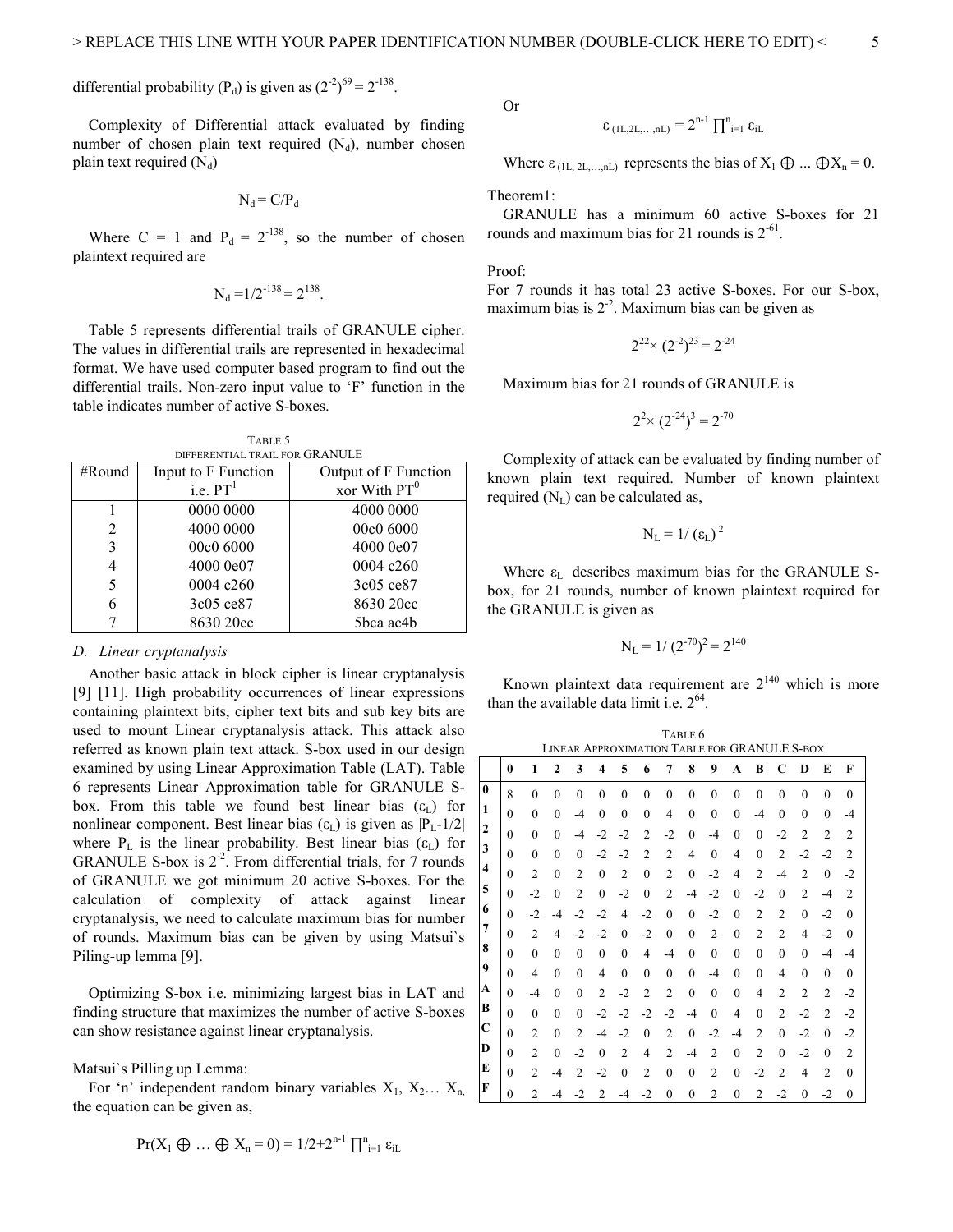differential probability ($P_d$) is given as $(2^{-2})^{69} = 2^{-138}$.

Complexity of Differential attack evaluated by finding number of chosen plain text required ($N_d$), number chosen plain text required ($N_d$)

$$N_d = C/P_d$$

Where C = 1 and $P_d = 2^{-138}$, so the number of chosen plaintext required are

$$N_d = 1/2^{-138} = 2^{138}.$$

Table 5 represents differential trails of GRANULE cipher. The values in differential trails are represented in hexadecimal format. We have used computer based program to find out the differential trails. Non-zero input value to 'F' function in the table indicates number of active S-boxes.

TABLE 5
DIFFERENTIAL TRAIL FOR GRANULE

| #Round | Input to F Function i.e. $PT^1$ | Output of F Function xor With $PT^0$ |
|---|---|---|
| 1 | 0000 0000 | 4000 0000 |
| 2 | 4000 0000 | 00c0 6000 |
| 3 | 00c0 6000 | 4000 0e07 |
| 4 | 4000 0e07 | 0004 c260 |
| 5 | 0004 c260 | 3c05 ce87 |
| 6 | 3c05 ce87 | 8630 20cc |
| 7 | 8630 20cc | 5bca ac4b |

### D. Linear cryptanalysis

Another basic attack in block cipher is linear cryptanalysis [9] [11]. High probability occurrences of linear expressions containing plaintext bits, cipher text bits and sub key bits are used to mount Linear cryptanalysis attack. This attack also referred as known plain text attack. S-box used in our design examined by using Linear Approximation Table (LAT). Table 6 represents Linear Approximation table for GRANULE S-box. From this table we found best linear bias ($\varepsilon_L$) for nonlinear component. Best linear bias ($\varepsilon_L$) is given as $|P_L-1/2|$ where $P_L$ is the linear probability. Best linear bias ($\varepsilon_L$) for GRANULE S-box is $2^{-2}$. From differential trials, for 7 rounds of GRANULE we got minimum 20 active S-boxes. For the calculation of complexity of attack against linear cryptanalysis, we need to calculate maximum bias for number of rounds. Maximum bias can be given by using Matsui`s Piling-up lemma [9].

Optimizing S-box i.e. minimizing largest bias in LAT and finding structure that maximizes the number of active S-boxes can show resistance against linear cryptanalysis.

Matsui`s Pilling up Lemma:

For 'n' independent random binary variables $X_1, X_2\ldots X_n$, the equation can be given as,

$$\Pr(X_1 \oplus \ldots \oplus X_n = 0) = 1/2+2^{n-1} \prod\nolimits^{n}_{i=1} \varepsilon_{iL}$$

Or

$$\varepsilon_{(1L,2L,\ldots,nL)} = 2^{n-1} \prod\nolimits^{n}_{i=1} \varepsilon_{iL}$$

Where $\varepsilon_{(1L, 2L,\ldots,nL)}$ represents the bias of $X_1 \oplus \ldots \oplus X_n = 0$.

Theorem1:

GRANULE has a minimum 60 active S-boxes for 21 rounds and maximum bias for 21 rounds is $2^{-61}$.

Proof:

For 7 rounds it has total 23 active S-boxes. For our S-box, maximum bias is $2^{-2}$. Maximum bias can be given as

$$2^{22}\times (2^{-2})^{23} = 2^{-24}$$

Maximum bias for 21 rounds of GRANULE is

$$2^{2}\times (2^{-24})^{3} = 2^{-70}$$

Complexity of attack can be evaluated by finding number of known plain text required. Number of known plaintext required ($N_L$) can be calculated as,

$$N_L = 1/ (\varepsilon_L)^2$$

Where $\varepsilon_L$ describes maximum bias for the GRANULE S-box, for 21 rounds, number of known plaintext required for the GRANULE is given as

$$N_L = 1/ (2^{-70})^2 = 2^{140}$$

Known plaintext data requirement are $2^{140}$ which is more than the available data limit i.e. $2^{64}$.

TABLE 6
LINEAR APPROXIMATION TABLE FOR GRANULE S-BOX

| | 0 | 1 | 2 | 3 | 4 | 5 | 6 | 7 | 8 | 9 | A | B | C | D | E | F |
|---|---|---|---|---|---|---|---|---|---|---|---|---|---|---|---|---|
| **0** | 8 | 0 | 0 | 0 | 0 | 0 | 0 | 0 | 0 | 0 | 0 | 0 | 0 | 0 | 0 | 0 |
| **1** | 0 | 0 | 0 | -4 | 0 | 0 | 0 | 4 | 0 | 0 | 0 | -4 | 0 | 0 | 0 | -4 |
| **2** | 0 | 0 | 0 | -4 | -2 | -2 | 2 | -2 | 0 | -4 | 0 | 0 | -2 | 2 | 2 | 2 |
| **3** | 0 | 0 | 0 | 0 | -2 | -2 | 2 | 2 | 4 | 0 | 4 | 0 | 2 | -2 | -2 | 2 |
| **4** | 0 | 2 | 0 | 2 | 0 | 2 | 0 | 2 | 0 | -2 | 4 | 2 | -4 | 2 | 0 | -2 |
| **5** | 0 | -2 | 0 | 2 | 0 | -2 | 0 | 2 | -4 | -2 | 0 | -2 | 0 | 2 | -4 | 2 |
| **6** | 0 | -2 | -4 | -2 | -2 | 4 | -2 | 0 | 0 | -2 | 0 | 2 | 2 | 0 | -2 | 0 |
| **7** | 0 | 2 | 4 | -2 | -2 | 0 | -2 | 0 | 0 | 2 | 0 | 2 | 2 | 4 | -2 | 0 |
| **8** | 0 | 0 | 0 | 0 | 0 | 0 | 4 | -4 | 0 | 0 | 0 | 0 | 0 | 0 | -4 | -4 |
| **9** | 0 | 4 | 0 | 0 | 4 | 0 | 0 | 0 | 0 | -4 | 0 | 0 | 4 | 0 | 0 | 0 |
| **A** | 0 | -4 | 0 | 0 | 2 | -2 | 2 | 2 | 0 | 0 | 0 | 4 | 2 | 2 | 2 | -2 |
| **B** | 0 | 0 | 0 | 0 | -2 | -2 | -2 | -2 | -4 | 0 | 4 | 0 | 2 | -2 | 2 | -2 |
| **C** | 0 | 2 | 0 | 2 | -4 | -2 | 0 | 2 | 0 | -2 | -4 | 2 | 0 | -2 | 0 | -2 |
| **D** | 0 | 2 | 0 | -2 | 0 | 2 | 4 | 2 | -4 | 2 | 0 | 2 | 0 | -2 | 0 | 2 |
| **E** | 0 | 2 | -4 | 2 | -2 | 0 | 2 | 0 | 0 | 2 | 0 | -2 | 2 | 4 | 2 | 0 |
| **F** | 0 | 2 | -4 | -2 | 2 | -4 | -2 | 0 | 0 | 2 | 0 | 2 | -2 | 0 | -2 | 0 |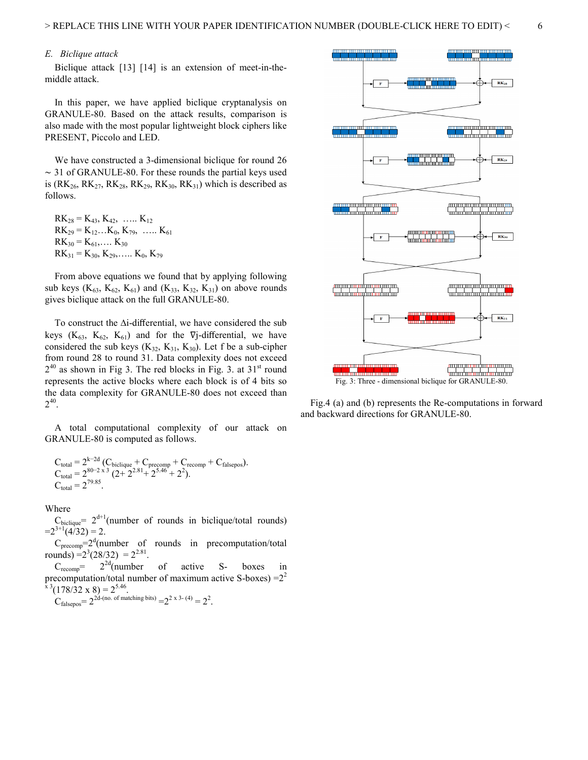### *E. Biclique attack*

Biclique attack [13] [14] is an extension of meet-in-the-middle attack.

In this paper, we have applied biclique cryptanalysis on GRANULE-80. Based on the attack results, comparison is also made with the most popular lightweight block ciphers like PRESENT, Piccolo and LED.

We have constructed a 3-dimensional biclique for round 26 ~ 31 of GRANULE-80. For these rounds the partial keys used is ($RK_{26}$, $RK_{27}$, $RK_{28}$, $RK_{29}$, $RK_{30}$, $RK_{31}$) which is described as follows.

$RK_{28} = K_{43}, K_{42}, \ldots K_{12}$
$RK_{29} = K_{12} \ldots K_0, K_{79}, \ldots K_{61}$
$RK_{30} = K_{61}, \ldots K_{30}$
$RK_{31} = K_{30}, K_{29}, \ldots K_0, K_{79}$

From above equations we found that by applying following sub keys ($K_{63}$, $K_{62}$, $K_{61}$) and ($K_{33}$, $K_{32}$, $K_{31}$) on above rounds gives biclique attack on the full GRANULE-80.

To construct the $\Delta$i-differential, we have considered the sub keys ($K_{63}$, $K_{62}$, $K_{61}$) and for the $\nabla$j-differential, we have considered the sub keys ($K_{32}$, $K_{31}$, $K_{30}$). Let f be a sub-cipher from round 28 to round 31. Data complexity does not exceed $2^{40}$ as shown in Fig 3. The red blocks in Fig. 3. at 31st round represents the active blocks where each block is of 4 bits so the data complexity for GRANULE-80 does not exceed than $2^{40}$.

A total computational complexity of our attack on GRANULE-80 is computed as follows.

$C_{total} = 2^{k-2d} (C_{biclique} + C_{precomp} + C_{recomp} + C_{falsepos})$.
$C_{total} = 2^{80-2 \times 3} (2 + 2^{2.81} + 2^{5.46} + 2^2)$.
$C_{total} = 2^{79.85}$.

Where

$C_{biclique} = 2^{d+1}$(number of rounds in biclique/total rounds) $= 2^{3+1}(4/32) = 2$.

$C_{precomp} = 2^d$(number of rounds in precomputation/total rounds) $= 2^3(28/32) = 2^{2.81}$.

$C_{recomp} = 2^{2d}$(number of active S- boxes in precomputation/total number of maximum active S-boxes) $= 2^{2 \times 3}(178/32 \times 8) = 2^{5.46}$.

$C_{falsepos} = 2^{2d-(\text{no. of matching bits})} = 2^{2 \times 3 - (4)} = 2^2$.

Fig. 3: Three - dimensional biclique for GRANULE-80.

Fig.4 (a) and (b) represents the Re-computations in forward and backward directions for GRANULE-80.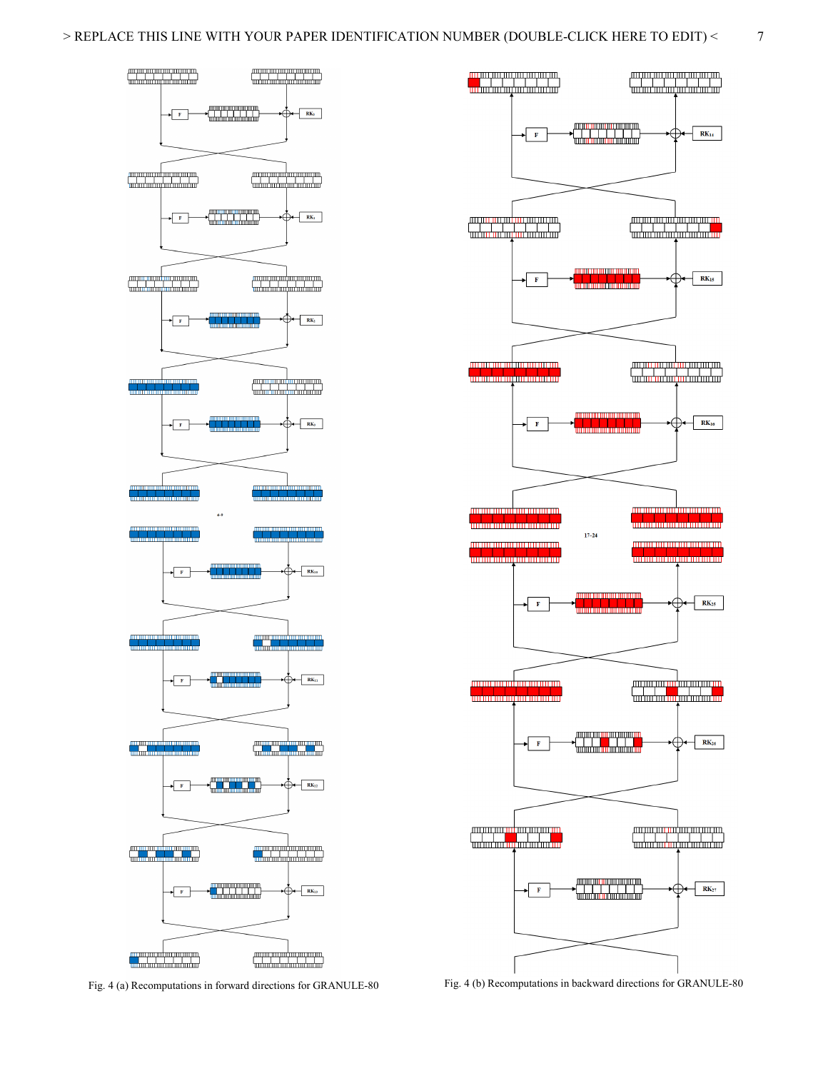Fig. 4 (a) Recomputations in forward directions for GRANULE-80

Fig. 4 (b) Recomputations in backward directions for GRANULE-80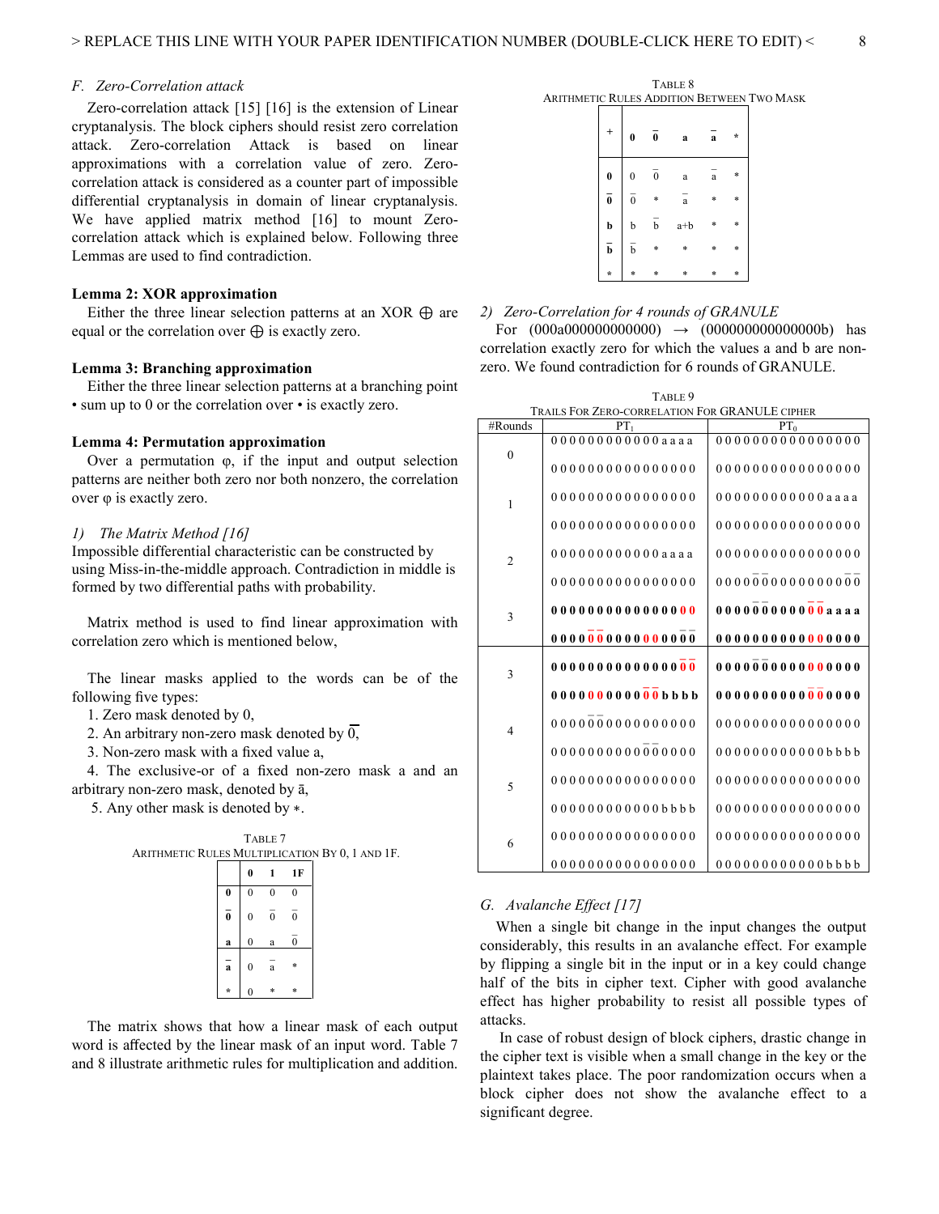### F. Zero-Correlation attack

Zero-correlation attack [15] [16] is the extension of Linear cryptanalysis. The block ciphers should resist zero correlation attack. Zero-correlation Attack is based on linear approximations with a correlation value of zero. Zero-correlation attack is considered as a counter part of impossible differential cryptanalysis in domain of linear cryptanalysis. We have applied matrix method [16] to mount Zero-correlation attack which is explained below. Following three Lemmas are used to find contradiction.

**Lemma 2: XOR approximation**

Either the three linear selection patterns at an XOR ⊕ are equal or the correlation over ⊕ is exactly zero.

**Lemma 3: Branching approximation**

Either the three linear selection patterns at a branching point • sum up to 0 or the correlation over • is exactly zero.

**Lemma 4: Permutation approximation**

Over a permutation φ, if the input and output selection patterns are neither both zero nor both nonzero, the correlation over φ is exactly zero.

#### 1) The Matrix Method [16]

Impossible differential characteristic can be constructed by using Miss-in-the-middle approach. Contradiction in middle is formed by two differential paths with probability.

Matrix method is used to find linear approximation with correlation zero which is mentioned below,

The linear masks applied to the words can be of the following five types:

1. Zero mask denoted by 0,
2. An arbitrary non-zero mask denoted by $\bar{0}$,
3. Non-zero mask with a fixed value a,
4. The exclusive-or of a fixed non-zero mask a and an arbitrary non-zero mask, denoted by ā,
5. Any other mask is denoted by ∗.

TABLE 7
ARITHMETIC RULES MULTIPLICATION BY 0, 1 AND 1F.

| | **0** | **1** | **1F** |
|---|---|---|---|
| **0** | 0 | 0 | 0 |
| $\bar{\mathbf{0}}$ | 0 | $\bar{0}$ | $\bar{0}$ |
| **a** | 0 | a | $\bar{0}$ |
| $\bar{\mathbf{a}}$ | 0 | $\bar{a}$ | * |
| * | 0 | * | * |

The matrix shows that how a linear mask of each output word is affected by the linear mask of an input word. Table 7 and 8 illustrate arithmetic rules for multiplication and addition.

TABLE 8
ARITHMETIC RULES ADDITION BETWEEN TWO MASK

| + | **0** | $\bar{\mathbf{0}}$ | **a** | $\bar{\mathbf{a}}$ | * |
|---|---|---|---|---|---|
| **0** | 0 | $\bar{0}$ | a | $\bar{a}$ | * |
| $\bar{\mathbf{0}}$ | $\bar{0}$ | * | $\bar{a}$ | * | * |
| **b** | b | $\bar{b}$ | a+b | * | * |
| $\bar{\mathbf{b}}$ | $\bar{b}$ | * | * | * | * |
| * | * | * | * | * | * |

#### 2) Zero-Correlation for 4 rounds of GRANULE

For (000a000000000000) → (000000000000000b) has correlation exactly zero for which the values a and b are non-zero. We found contradiction for 6 rounds of GRANULE.

TABLE 9
TRAILS FOR ZERO-CORRELATION FOR GRANULE CIPHER

| #Rounds | $PT_1$ | $PT_0$ |
|---|---|---|
| 0 | 000000000000aaaa | 0000000000000000 |
| | 0000000000000000 | 0000000000000000 |
| 1 | 0000000000000000 | 000000000000aaaa |
| | 0000000000000000 | 0000000000000000 |
| 2 | 000000000000aaaa | 0000000000000000 |
| | 0000000000000000 | 00000$\bar{0}$$\bar{0}$00000000$\bar{0}$$\bar{0}$ |
| 3 | **0000000000000000** | **0000$\bar{0}$$\bar{0}$00000$\bar{0}$$\bar{0}$aaaa** |
| | **0000$\bar{0}$$\bar{0}$00000000$\bar{0}$$\bar{0}$** | **0000000000000000** |
| 3 | **00000000000000$\bar{0}$$\bar{0}$** | **0000$\bar{0}$$\bar{0}$0000000000** |
| | **0000000000$\bar{0}$$\bar{0}$bbbb** | **00000000000$\bar{0}$$\bar{0}$000** |
| 4 | 0000$\bar{0}$$\bar{0}$0000000000 | 0000000000000000 |
| | 00000000000$\bar{0}$$\bar{0}$000 | 000000000000bbbb |
| 5 | 0000000000000000 | 0000000000000000 |
| | 000000000000bbbb | 0000000000000000 |
| 6 | 0000000000000000 | 0000000000000000 |
| | 0000000000000000 | 000000000000bbbb |

### G. Avalanche Effect [17]

When a single bit change in the input changes the output considerably, this results in an avalanche effect. For example by flipping a single bit in the input or in a key could change half of the bits in cipher text. Cipher with good avalanche effect has higher probability to resist all possible types of attacks.

In case of robust design of block ciphers, drastic change in the cipher text is visible when a small change in the key or the plaintext takes place. The poor randomization occurs when a block cipher does not show the avalanche effect to a significant degree.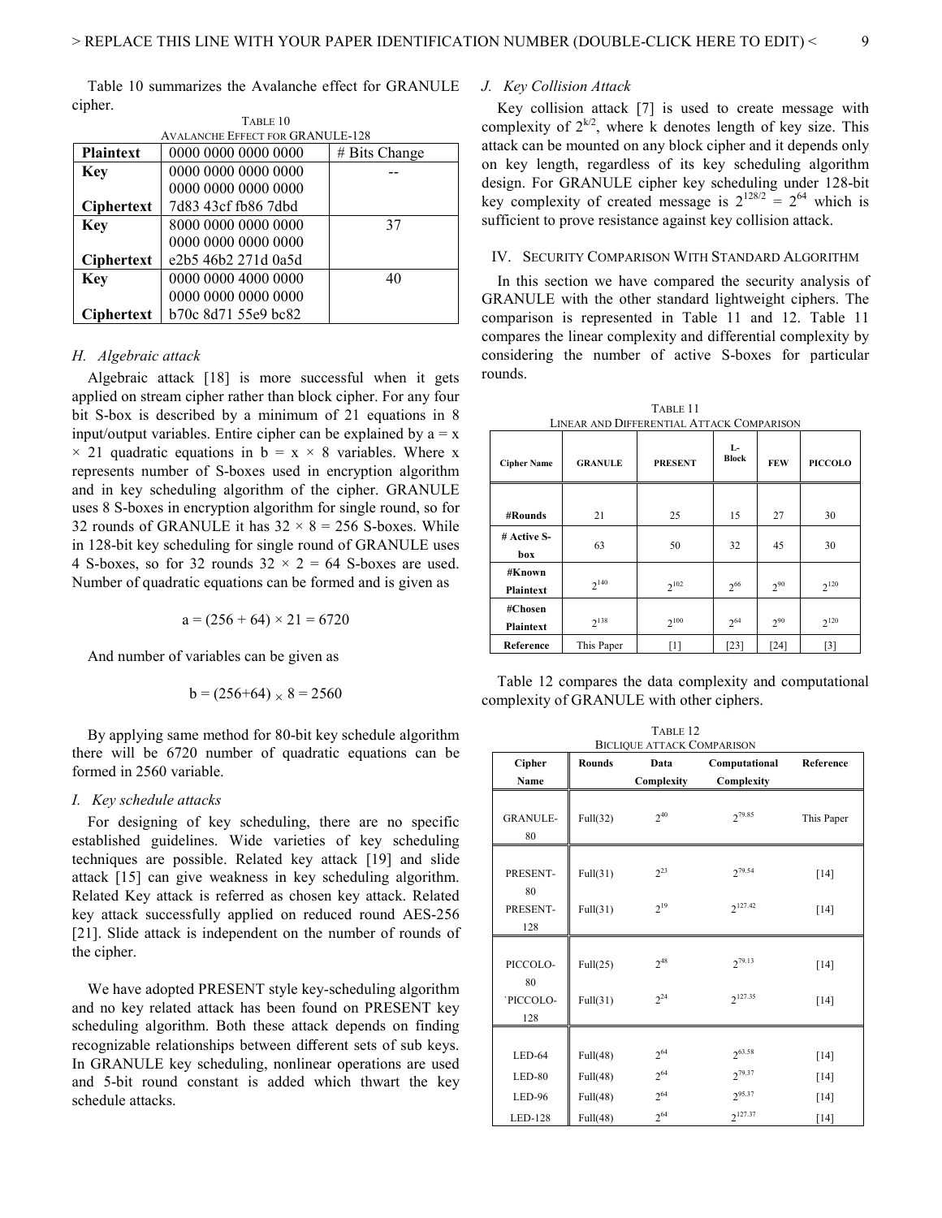Table 10 summarizes the Avalanche effect for GRANULE cipher.

TABLE 10
AVALANCHE EFFECT FOR GRANULE-128

| **Plaintext** | 0000 0000 0000 0000 | # Bits Change |
|---|---|---|
| **Key** | 0000 0000 0000 0000 0000 0000 0000 0000 | -- |
| **Ciphertext** | 7d83 43cf fb86 7dbd | |
| **Key** | 8000 0000 0000 0000 0000 0000 0000 0000 | 37 |
| **Ciphertext** | e2b5 46b2 271d 0a5d | |
| **Key** | 0000 0000 4000 0000 0000 0000 0000 0000 | 40 |
| **Ciphertext** | b70c 8d71 55e9 bc82 | |

### *H. Algebraic attack*

Algebraic attack [18] is more successful when it gets applied on stream cipher rather than block cipher. For any four bit S-box is described by a minimum of 21 equations in 8 input/output variables. Entire cipher can be explained by $a = x \times 21$ quadratic equations in $b = x \times 8$ variables. Where x represents number of S-boxes used in encryption algorithm and in key scheduling algorithm of the cipher. GRANULE uses 8 S-boxes in encryption algorithm for single round, so for 32 rounds of GRANULE it has $32 \times 8 = 256$ S-boxes. While in 128-bit key scheduling for single round of GRANULE uses 4 S-boxes, so for 32 rounds $32 \times 2 = 64$ S-boxes are used. Number of quadratic equations can be formed and is given as

$$a = (256 + 64) \times 21 = 6720$$

And number of variables can be given as

$$b = (256+64) \times 8 = 2560$$

By applying same method for 80-bit key schedule algorithm there will be 6720 number of quadratic equations can be formed in 2560 variable.

### *I. Key schedule attacks*

For designing of key scheduling, there are no specific established guidelines. Wide varieties of key scheduling techniques are possible. Related key attack [19] and slide attack [15] can give weakness in key scheduling algorithm. Related Key attack is referred as chosen key attack. Related key attack successfully applied on reduced round AES-256 [21]. Slide attack is independent on the number of rounds of the cipher.

We have adopted PRESENT style key-scheduling algorithm and no key related attack has been found on PRESENT key scheduling algorithm. Both these attack depends on finding recognizable relationships between different sets of sub keys. In GRANULE key scheduling, nonlinear operations are used and 5-bit round constant is added which thwart the key schedule attacks.

### *J. Key Collision Attack*

Key collision attack [7] is used to create message with complexity of $2^{k/2}$, where k denotes length of key size. This attack can be mounted on any block cipher and it depends only on key length, regardless of its key scheduling algorithm design. For GRANULE cipher key scheduling under 128-bit key complexity of created message is $2^{128/2} = 2^{64}$ which is sufficient to prove resistance against key collision attack.

## IV. SECURITY COMPARISON WITH STANDARD ALGORITHM

In this section we have compared the security analysis of GRANULE with the other standard lightweight ciphers. The comparison is represented in Table 11 and 12. Table 11 compares the linear complexity and differential complexity by considering the number of active S-boxes for particular rounds.

TABLE 11
LINEAR AND DIFFERENTIAL ATTACK COMPARISON

| **Cipher Name** | **GRANULE** | **PRESENT** | **L-Block** | **FEW** | **PICCOLO** |
|---|---|---|---|---|---|
| **#Rounds** | 21 | 25 | 15 | 27 | 30 |
| **# Active S-box** | 63 | 50 | 32 | 45 | 30 |
| **#Known Plaintext** | $2^{140}$ | $2^{102}$ | $2^{66}$ | $2^{90}$ | $2^{120}$ |
| **#Chosen Plaintext** | $2^{138}$ | $2^{100}$ | $2^{64}$ | $2^{90}$ | $2^{120}$ |
| **Reference** | This Paper | [1] | [23] | [24] | [3] |

Table 12 compares the data complexity and computational complexity of GRANULE with other ciphers.

TABLE 12
BICLIQUE ATTACK COMPARISON

| **Cipher Name** | **Rounds** | **Data Complexity** | **Computational Complexity** | **Reference** |
|---|---|---|---|---|
| GRANULE-80 | Full(32) | $2^{40}$ | $2^{79.85}$ | This Paper |
| PRESENT-80 | Full(31) | $2^{23}$ | $2^{79.54}$ | [14] |
| PRESENT-128 | Full(31) | $2^{19}$ | $2^{127.42}$ | [14] |
| PICCOLO-80 | Full(25) | $2^{48}$ | $2^{79.13}$ | [14] |
| `PICCOLO-128 | Full(31) | $2^{24}$ | $2^{127.35}$ | [14] |
| LED-64 | Full(48) | $2^{64}$ | $2^{63.58}$ | [14] |
| LED-80 | Full(48) | $2^{64}$ | $2^{79.37}$ | [14] |
| LED-96 | Full(48) | $2^{64}$ | $2^{95.37}$ | [14] |
| LED-128 | Full(48) | $2^{64}$ | $2^{127.37}$ | [14] |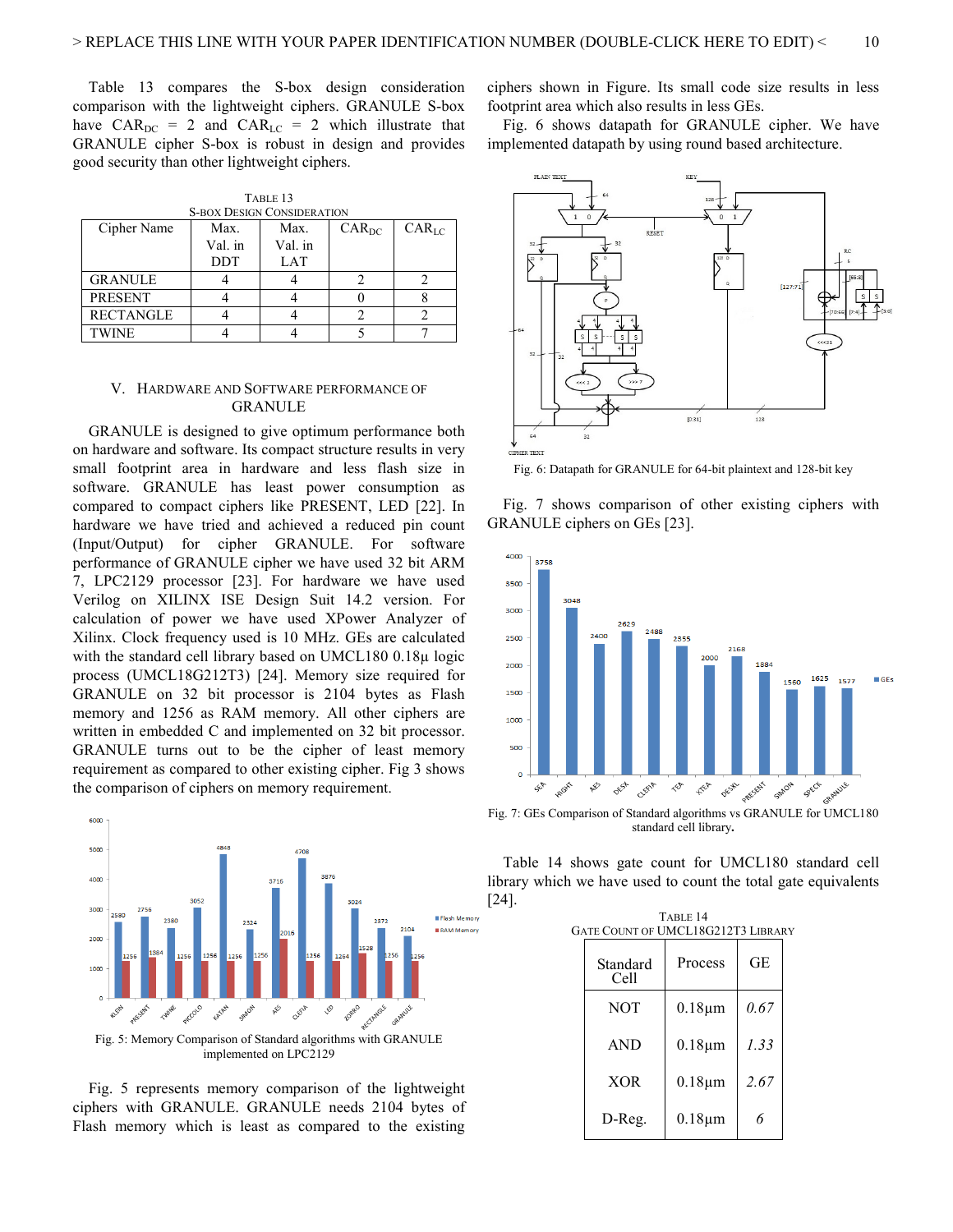Table 13 compares the S-box design consideration comparison with the lightweight ciphers. GRANULE S-box have $CAR_{DC}$ = 2 and $CAR_{LC}$ = 2 which illustrate that GRANULE cipher S-box is robust in design and provides good security than other lightweight ciphers.

TABLE 13
S-BOX DESIGN CONSIDERATION

| Cipher Name | Max. Val. in DDT | Max. Val. in LAT | $CAR_{DC}$ | $CAR_{LC}$ |
|---|---|---|---|---|
| GRANULE | 4 | 4 | 2 | 2 |
| PRESENT | 4 | 4 | 0 | 8 |
| RECTANGLE | 4 | 4 | 2 | 2 |
| TWINE | 4 | 4 | 5 | 7 |

## V. HARDWARE AND SOFTWARE PERFORMANCE OF GRANULE

GRANULE is designed to give optimum performance both on hardware and software. Its compact structure results in very small footprint area in hardware and less flash size in software. GRANULE has least power consumption as compared to compact ciphers like PRESENT, LED [22]. In hardware we have tried and achieved a reduced pin count (Input/Output) for cipher GRANULE. For software performance of GRANULE cipher we have used 32 bit ARM 7, LPC2129 processor [23]. For hardware we have used Verilog on XILINX ISE Design Suit 14.2 version. For calculation of power we have used XPower Analyzer of Xilinx. Clock frequency used is 10 MHz. GEs are calculated with the standard cell library based on UMCL180 0.18μ logic process (UMCL18G212T3) [24]. Memory size required for GRANULE on 32 bit processor is 2104 bytes as Flash memory and 1256 as RAM memory. All other ciphers are written in embedded C and implemented on 32 bit processor. GRANULE turns out to be the cipher of least memory requirement as compared to other existing cipher. Fig 3 shows the comparison of ciphers on memory requirement.

Fig. 5: Memory Comparison of Standard algorithms with GRANULE implemented on LPC2129

Fig. 5 represents memory comparison of the lightweight ciphers with GRANULE. GRANULE needs 2104 bytes of Flash memory which is least as compared to the existing ciphers shown in Figure. Its small code size results in less footprint area which also results in less GEs.

Fig. 6 shows datapath for GRANULE cipher. We have implemented datapath by using round based architecture.

Fig. 6: Datapath for GRANULE cipher for 64-bit plaintext and 128-bit key

Fig. 7 shows comparison of other existing ciphers with GRANULE ciphers on GEs [23].

Fig. 7: GEs Comparison of Standard algorithms vs GRANULE for UMCL180 standard cell library.

Table 14 shows gate count for UMCL180 standard cell library which we have used to count the total gate equivalents [24].

TABLE 14
GATE COUNT OF UMCL18G212T3 LIBRARY

| Standard Cell | Process | GE |
|---|---|---|
| NOT | 0.18μm | *0.67* |
| AND | 0.18μm | *1.33* |
| XOR | 0.18μm | *2.67* |
| D-Reg. | 0.18μm | *6* |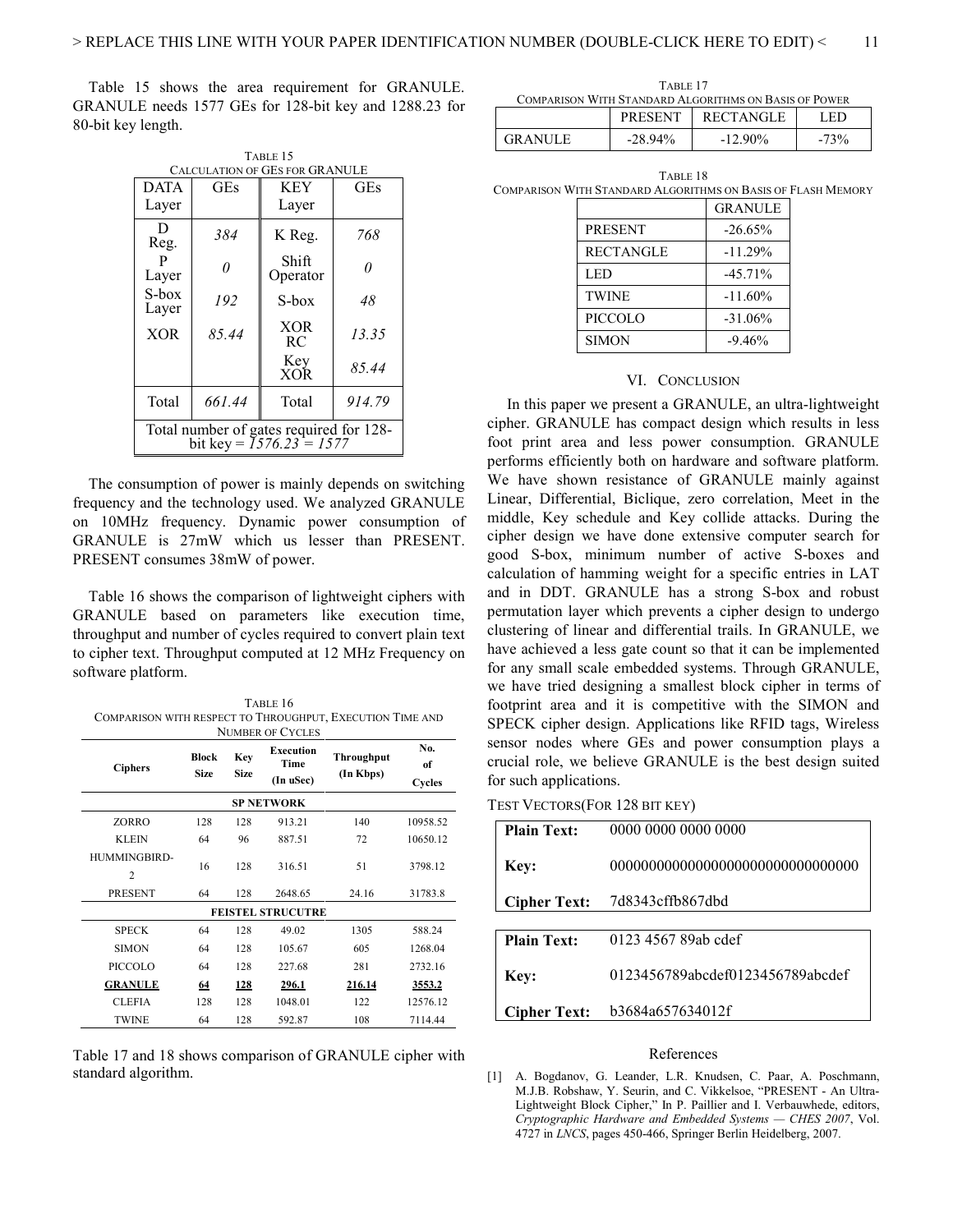Table 15 shows the area requirement for GRANULE. GRANULE needs 1577 GEs for 128-bit key and 1288.23 for 80-bit key length.

TABLE 15
CALCULATION OF GEs FOR GRANULE

| DATA Layer | GEs | KEY Layer | GEs |
|---|---|---|---|
| D Reg. | *384* | K Reg. | *768* |
| P Layer | *0* | Shift Operator | *0* |
| S-box Layer | *192* | S-box | *48* |
| XOR | *85.44* | XOR RC | *13.35* |
| | | Key XOR | *85.44* |
| Total | *661.44* | Total | *914.79* |
| Total number of gates required for 128-bit key = *1576.23 = 1577* | | | |

The consumption of power is mainly depends on switching frequency and the technology used. We analyzed GRANULE on 10MHz frequency. Dynamic power consumption of GRANULE is 27mW which us lesser than PRESENT. PRESENT consumes 38mW of power.

Table 16 shows the comparison of lightweight ciphers with GRANULE based on parameters like execution time, throughput and number of cycles required to convert plain text to cipher text. Throughput computed at 12 MHz Frequency on software platform.

TABLE 16
COMPARISON WITH RESPECT TO THROUGHPUT, EXECUTION TIME AND NUMBER OF CYCLES

| Ciphers | Block Size | Key Size | Execution Time (In uSec) | Throughput (In Kbps) | No. of Cycles |
|---|---|---|---|---|---|
| **SP NETWORK** | | | | | |
| ZORRO | 128 | 128 | 913.21 | 140 | 10958.52 |
| KLEIN | 64 | 96 | 887.51 | 72 | 10650.12 |
| HUMMINGBIRD-2 | 16 | 128 | 316.51 | 51 | 3798.12 |
| PRESENT | 64 | 128 | 2648.65 | 24.16 | 31783.8 |
| **FEISTEL STRUCUTRE** | | | | | |
| SPECK | 64 | 128 | 49.02 | 1305 | 588.24 |
| SIMON | 64 | 128 | 105.67 | 605 | 1268.04 |
| PICCOLO | 64 | 128 | 227.68 | 281 | 2732.16 |
| **GRANULE** | **64** | **128** | **296.1** | **216.14** | **3553.2** |
| CLEFIA | 128 | 128 | 1048.01 | 122 | 12576.12 |
| TWINE | 64 | 128 | 592.87 | 108 | 7114.44 |

Table 17 and 18 shows comparison of GRANULE cipher with standard algorithm.

TABLE 17
COMPARISON WITH STANDARD ALGORITHMS ON BASIS OF POWER

| | PRESENT | RECTANGLE | LED |
|---|---|---|---|
| GRANULE | -28.94% | -12.90% | -73% |

TABLE 18
COMPARISON WITH STANDARD ALGORITHMS ON BASIS OF FLASH MEMORY

| | GRANULE |
|---|---|
| PRESENT | -26.65% |
| RECTANGLE | -11.29% |
| LED | -45.71% |
| TWINE | -11.60% |
| PICCOLO | -31.06% |
| SIMON | -9.46% |

## VI. CONCLUSION

In this paper we present a GRANULE, an ultra-lightweight cipher. GRANULE has compact design which results in less foot print area and less power consumption. GRANULE performs efficiently both on hardware and software platform. We have shown resistance of GRANULE mainly against Linear, Differential, Biclique, zero correlation, Meet in the middle, Key schedule and Key collide attacks. During the cipher design we have done extensive computer search for good S-box, minimum number of active S-boxes and calculation of hamming weight for a specific entries in LAT and in DDT. GRANULE has a strong S-box and robust permutation layer which prevents a cipher design to undergo clustering of linear and differential trails. In GRANULE, we have achieved a less gate count so that it can be implemented for any small scale embedded systems. Through GRANULE, we have tried designing a smallest block cipher in terms of footprint area and it is competitive with the SIMON and SPECK cipher design. Applications like RFID tags, Wireless sensor nodes where GEs and power consumption plays a crucial role, we believe GRANULE is the best design suited for such applications.

TEST VECTORS(FOR 128 BIT KEY)

| | |
|---|---|
| **Plain Text:** | 0000 0000 0000 0000 |
| **Key:** | 00000000000000000000000000000000 |
| **Cipher Text:** | 7d8343cffb867dbd |

| | |
|---|---|
| **Plain Text:** | 0123 4567 89ab cdef |
| **Key:** | 0123456789abcdef0123456789abcdef |
| **Cipher Text:** | b3684a657634012f |

## References

[1] A. Bogdanov, G. Leander, L.R. Knudsen, C. Paar, A. Poschmann, M.J.B. Robshaw, Y. Seurin, and C. Vikkelsoe, "PRESENT - An Ultra-Lightweight Block Cipher," In P. Paillier and I. Verbauwhede, editors, *Cryptographic Hardware and Embedded Systems — CHES 2007*, Vol. 4727 in *LNCS*, pages 450-466, Springer Berlin Heidelberg, 2007.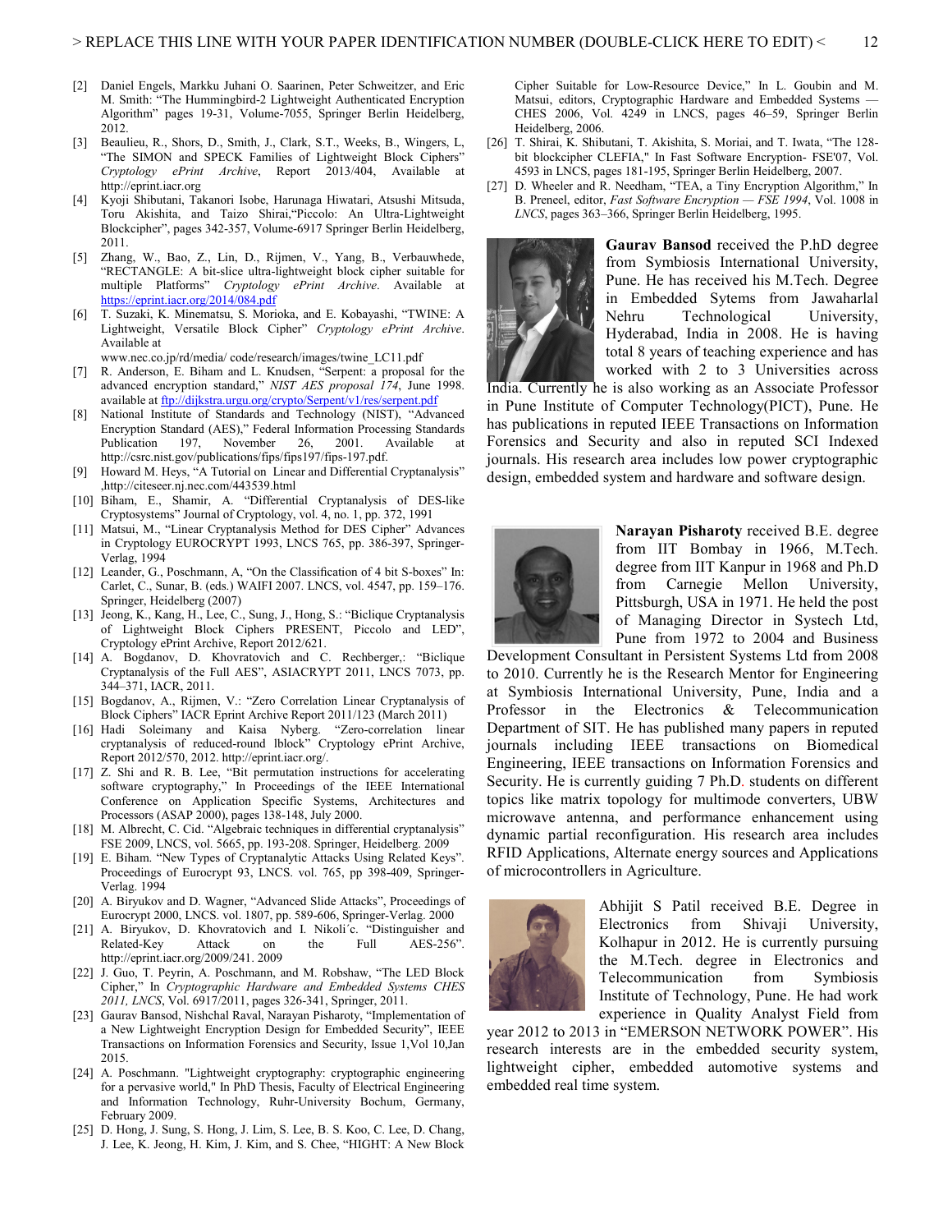[2] Daniel Engels, Markku Juhani O. Saarinen, Peter Schweitzer, and Eric M. Smith: "The Hummingbird-2 Lightweight Authenticated Encryption Algorithm" pages 19-31, Volume-7055, Springer Berlin Heidelberg, 2012.

[3] Beaulieu, R., Shors, D., Smith, J., Clark, S.T., Weeks, B., Wingers, L, "The SIMON and SPECK Families of Lightweight Block Ciphers" *Cryptology ePrint Archive*, Report 2013/404, Available at http://eprint.iacr.org

[4] Kyoji Shibutani, Takanori Isobe, Harunaga Hiwatari, Atsushi Mitsuda, Toru Akishita, and Taizo Shirai,"Piccolo: An Ultra-Lightweight Blockcipher", pages 342-357, Volume-6917 Springer Berlin Heidelberg, 2011.

[5] Zhang, W., Bao, Z., Lin, D., Rijmen, V., Yang, B., Verbauwhede, "RECTANGLE: A bit-slice ultra-lightweight block cipher suitable for multiple Platforms" *Cryptology ePrint Archive*. Available at https://eprint.iacr.org/2014/084.pdf

[6] T. Suzaki, K. Minematsu, S. Morioka, and E. Kobayashi, "TWINE: A Lightweight, Versatile Block Cipher" *Cryptology ePrint Archive*. Available at www.nec.co.jp/rd/media/ code/research/images/twine_LC11.pdf

[7] R. Anderson, E. Biham and L. Knudsen, "Serpent: a proposal for the advanced encryption standard," *NIST AES proposal 174*, June 1998. available at ftp://dijkstra.urgu.org/crypto/Serpent/v1/res/serpent.pdf

[8] National Institute of Standards and Technology (NIST), "Advanced Encryption Standard (AES)," Federal Information Processing Standards Publication 197, November 26, 2001. Available at http://csrc.nist.gov/publications/fips/fips197/fips-197.pdf.

[9] Howard M. Heys, "A Tutorial on Linear and Differential Cryptanalysis" ,http://citeseer.nj.nec.com/443539.html

[10] Biham, E., Shamir, A. "Differential Cryptanalysis of DES-like Cryptosystems" Journal of Cryptology, vol. 4, no. 1, pp. 372, 1991

[11] Matsui, M., "Linear Cryptanalysis Method for DES Cipher" Advances in Cryptology EUROCRYPT 1993, LNCS 765, pp. 386-397, Springer-Verlag, 1994

[12] Leander, G., Poschmann, A, "On the Classification of 4 bit S-boxes" In: Carlet, C., Sunar, B. (eds.) WAIFI 2007. LNCS, vol. 4547, pp. 159–176. Springer, Heidelberg (2007)

[13] Jeong, K., Kang, H., Lee, C., Sung, J., Hong, S.: "Biclique Cryptanalysis of Lightweight Block Ciphers PRESENT, Piccolo and LED", Cryptology ePrint Archive, Report 2012/621.

[14] A. Bogdanov, D. Khovratovich and C. Rechberger,: "Biclique Cryptanalysis of the Full AES", ASIACRYPT 2011, LNCS 7073, pp. 344–371, IACR, 2011.

[15] Bogdanov, A., Rijmen, V.: "Zero Correlation Linear Cryptanalysis of Block Ciphers" IACR Eprint Archive Report 2011/123 (March 2011)

[16] Hadi Soleimany and Kaisa Nyberg. "Zero-correlation linear cryptanalysis of reduced-round lblock" Cryptology ePrint Archive, Report 2012/570, 2012. http://eprint.iacr.org/.

[17] Z. Shi and R. B. Lee, "Bit permutation instructions for accelerating software cryptography," In Proceedings of the IEEE International Conference on Application Specific Systems, Architectures and Processors (ASAP 2000), pages 138-148, July 2000.

[18] M. Albrecht, C. Cid. "Algebraic techniques in differential cryptanalysis" FSE 2009, LNCS, vol. 5665, pp. 193-208. Springer, Heidelberg. 2009

[19] E. Biham. "New Types of Cryptanalytic Attacks Using Related Keys". Proceedings of Eurocrypt 93, LNCS. vol. 765, pp 398-409, Springer-Verlag. 1994

[20] A. Biryukov and D. Wagner, "Advanced Slide Attacks", Proceedings of Eurocrypt 2000, LNCS. vol. 1807, pp. 589-606, Springer-Verlag. 2000

[21] A. Biryukov, D. Khovratovich and I. Nikoli´c. "Distinguisher and Related-Key Attack on the Full AES-256". http://eprint.iacr.org/2009/241. 2009

[22] J. Guo, T. Peyrin, A. Poschmann, and M. Robshaw, "The LED Block Cipher," In *Cryptographic Hardware and Embedded Systems CHES 2011, LNCS*, Vol. 6917/2011, pages 326-341, Springer, 2011.

[23] Gaurav Bansod, Nishchal Raval, Narayan Pisharoty, "Implementation of a New Lightweight Encryption Design for Embedded Security", IEEE Transactions on Information Forensics and Security, Issue 1,Vol 10,Jan 2015.

[24] A. Poschmann. "Lightweight cryptography: cryptographic engineering for a pervasive world," In PhD Thesis, Faculty of Electrical Engineering and Information Technology, Ruhr-University Bochum, Germany, February 2009.

[25] D. Hong, J. Sung, S. Hong, J. Lim, S. Lee, B. S. Koo, C. Lee, D. Chang, J. Lee, K. Jeong, H. Kim, J. Kim, and S. Chee, "HIGHT: A New Block Cipher Suitable for Low-Resource Device," In L. Goubin and M. Matsui, editors, Cryptographic Hardware and Embedded Systems — CHES 2006, Vol. 4249 in LNCS, pages 46–59, Springer Berlin Heidelberg, 2006.

[26] T. Shirai, K. Shibutani, T. Akishita, S. Moriai, and T. Iwata, "The 128-bit blockcipher CLEFIA," In Fast Software Encryption- FSE'07, Vol. 4593 in LNCS, pages 181-195, Springer Berlin Heidelberg, 2007.

[27] D. Wheeler and R. Needham, "TEA, a Tiny Encryption Algorithm," In B. Preneel, editor, *Fast Software Encryption — FSE 1994*, Vol. 1008 in *LNCS*, pages 363–366, Springer Berlin Heidelberg, 1995.

**Gaurav Bansod** received the P.hD degree from Symbiosis International University, Pune. He has received his M.Tech. Degree in Embedded Sytems from Jawaharlal Nehru Technological University, Hyderabad, India in 2008. He is having total 8 years of teaching experience and has worked with 2 to 3 Universities across India. Currently he is also working as an Associate Professor in Pune Institute of Computer Technology(PICT), Pune. He has publications in reputed IEEE Transactions on Information Forensics and Security and also in reputed SCI Indexed journals. His research area includes low power cryptographic design, embedded system and hardware and software design.

**Narayan Pisharoty** received B.E. degree from IIT Bombay in 1966, M.Tech. degree from IIT Kanpur in 1968 and Ph.D from Carnegie Mellon University, Pittsburgh, USA in 1971. He held the post of Managing Director in Systech Ltd, Pune from 1972 to 2004 and Business Development Consultant in Persistent Systems Ltd from 2008 to 2010. Currently he is the Research Mentor for Engineering at Symbiosis International University, Pune, India and a Professor in the Electronics & Telecommunication Department of SIT. He has published many papers in reputed journals including IEEE transactions on Biomedical Engineering, IEEE transactions on Information Forensics and Security. He is currently guiding 7 Ph.D. students on different topics like matrix topology for multimode converters, UBW microwave antenna, and performance enhancement using dynamic partial reconfiguration. His research area includes RFID Applications, Alternate energy sources and Applications of microcontrollers in Agriculture.

Abhijit S Patil received B.E. Degree in Electronics from Shivaji University, Kolhapur in 2012. He is currently pursuing the M.Tech. degree in Electronics and Telecommunication from Symbiosis Institute of Technology, Pune. He had work experience in Quality Analyst Field from year 2012 to 2013 in "EMERSON NETWORK POWER". His research interests are in the embedded security system, lightweight cipher, embedded automotive systems and embedded real time system.